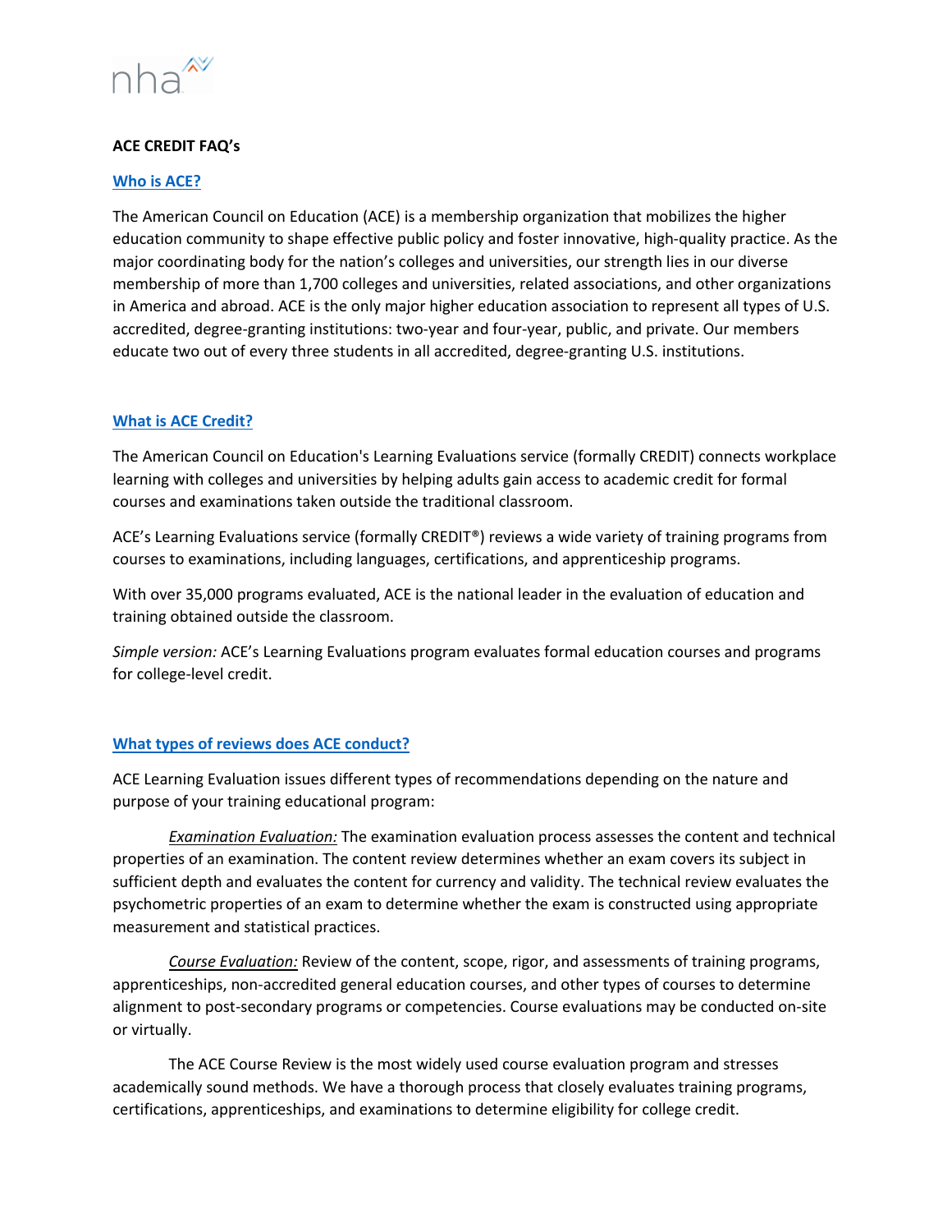**ACE CREDIT FAQ's**

## Who is ACE?

The American Council on Education (ACE) is a membership organization that mobilizes the higher education community to shape effective public policy and foster innovative, high-quality practice. As the major coordinating body for the nation's colleges and universities, our strength lies in our diverse membership of more than 1,700 colleges and universities, related associations, and other organizations in America and abroad. ACE is the only major higher education association to represent all types of U.S. accredited, degree-granting institutions: two-year and four-year, public, and private. Our members educate two out of every three students in all accredited, degree-granting U.S. institutions.

## What is ACE Credit?

The American Council on Education's Learning Evaluations service (formally CREDIT) connects workplace learning with colleges and universities by helping adults gain access to academic credit for formal courses and examinations taken outside the traditional classroom.

ACE's Learning Evaluations service (formally CREDIT®) reviews a wide variety of training programs from courses to examinations, including languages, certifications, and apprenticeship programs.

With over 35,000 programs evaluated, ACE is the national leader in the evaluation of education and training obtained outside the classroom.

*Simple version:* ACE's Learning Evaluations program evaluates formal education courses and programs for college-level credit.

## What types of reviews does ACE conduct?

ACE Learning Evaluation issues different types of recommendations depending on the nature and purpose of your training educational program:

*Examination Evaluation:* The examination evaluation process assesses the content and technical properties of an examination. The content review determines whether an exam covers its subject in sufficient depth and evaluates the content for currency and validity. The technical review evaluates the psychometric properties of an exam to determine whether the exam is constructed using appropriate measurement and statistical practices.

*Course Evaluation:* Review of the content, scope, rigor, and assessments of training programs, apprenticeships, non-accredited general education courses, and other types of courses to determine alignment to post-secondary programs or competencies. Course evaluations may be conducted on-site or virtually.

The ACE Course Review is the most widely used course evaluation program and stresses academically sound methods. We have a thorough process that closely evaluates training programs, certifications, apprenticeships, and examinations to determine eligibility for college credit.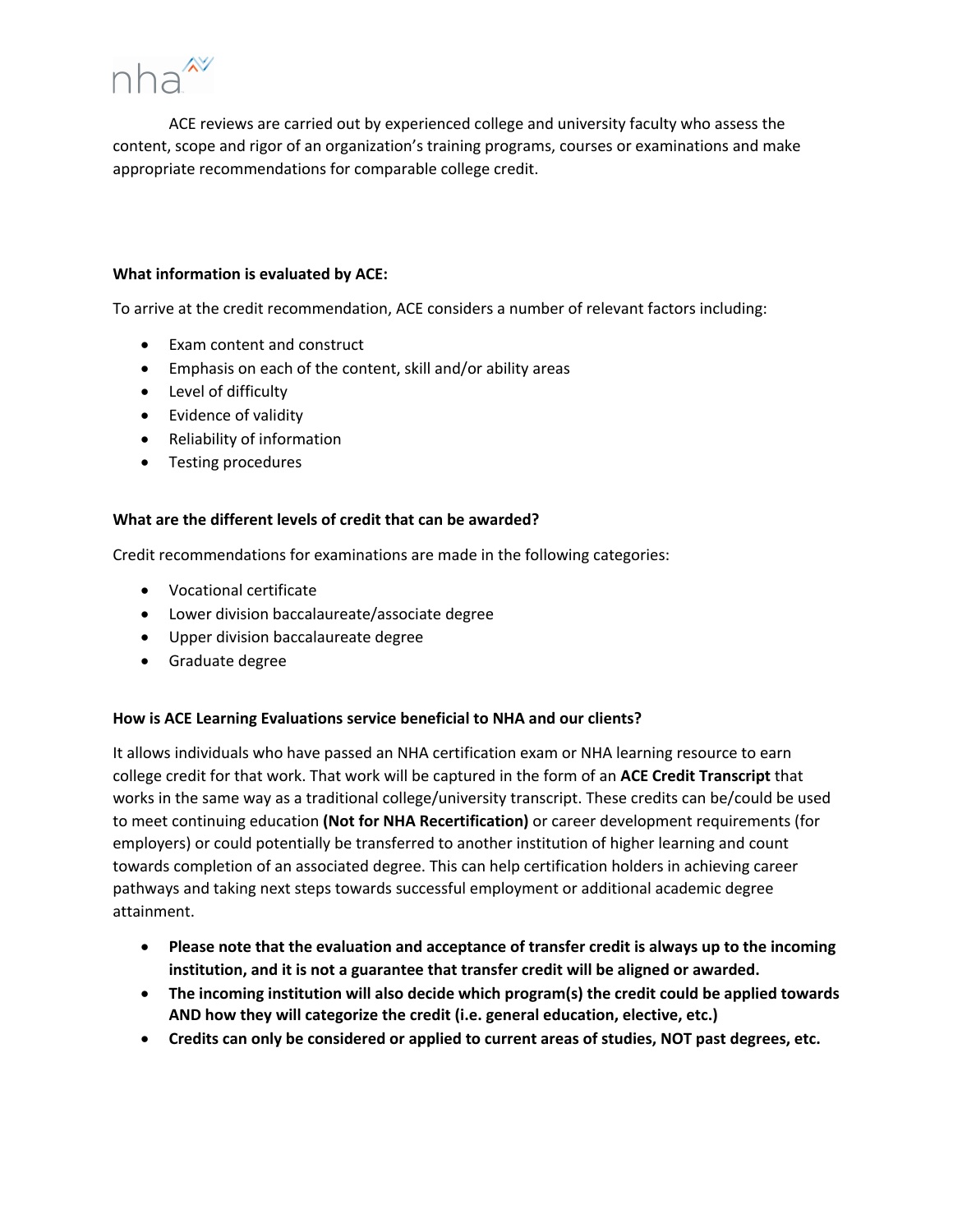ACE reviews are carried out by experienced college and university faculty who assess the content, scope and rigor of an organization's training programs, courses or examinations and make appropriate recommendations for comparable college credit.

**What information is evaluated by ACE:**

To arrive at the credit recommendation, ACE considers a number of relevant factors including:

- Exam content and construct
- Emphasis on each of the content, skill and/or ability areas
- Level of difficulty
- Evidence of validity
- Reliability of information
- Testing procedures

**What are the different levels of credit that can be awarded?**

Credit recommendations for examinations are made in the following categories:

- Vocational certificate
- Lower division baccalaureate/associate degree
- Upper division baccalaureate degree
- Graduate degree

**How is ACE Learning Evaluations service beneficial to NHA and our clients?**

It allows individuals who have passed an NHA certification exam or NHA learning resource to earn college credit for that work. That work will be captured in the form of an **ACE Credit Transcript** that works in the same way as a traditional college/university transcript. These credits can be/could be used to meet continuing education **(Not for NHA Recertification)** or career development requirements (for employers) or could potentially be transferred to another institution of higher learning and count towards completion of an associated degree. This can help certification holders in achieving career pathways and taking next steps towards successful employment or additional academic degree attainment.

- **Please note that the evaluation and acceptance of transfer credit is always up to the incoming institution, and it is not a guarantee that transfer credit will be aligned or awarded.**
- **The incoming institution will also decide which program(s) the credit could be applied towards AND how they will categorize the credit (i.e. general education, elective, etc.)**
- **Credits can only be considered or applied to current areas of studies, NOT past degrees, etc.**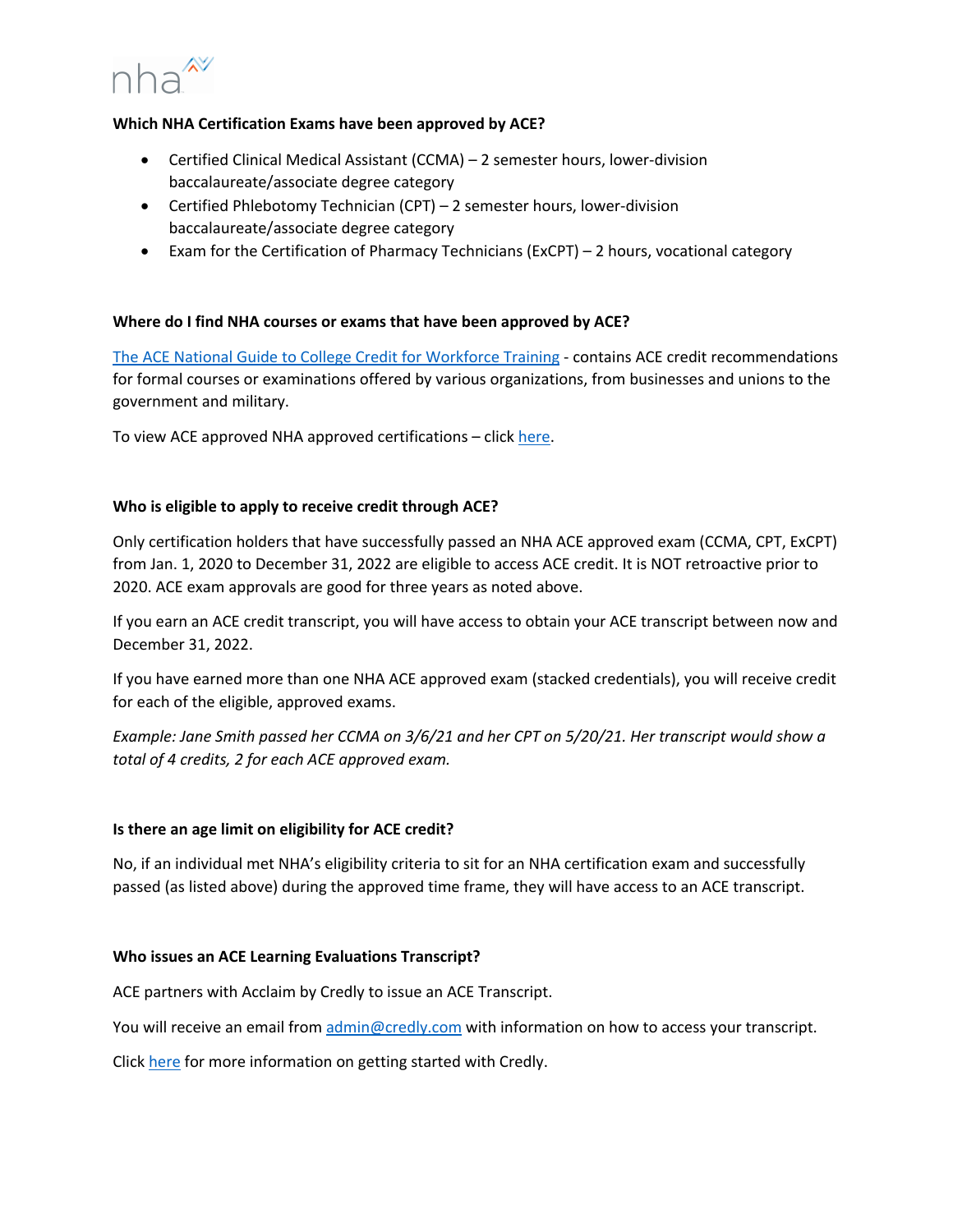**Which NHA Certification Exams have been approved by ACE?**

- Certified Clinical Medical Assistant (CCMA) – 2 semester hours, lower-division baccalaureate/associate degree category
- Certified Phlebotomy Technician (CPT) – 2 semester hours, lower-division baccalaureate/associate degree category
- Exam for the Certification of Pharmacy Technicians (ExCPT) – 2 hours, vocational category

**Where do I find NHA courses or exams that have been approved by ACE?**

The ACE National Guide to College Credit for Workforce Training - contains ACE credit recommendations for formal courses or examinations offered by various organizations, from businesses and unions to the government and military.

To view ACE approved NHA approved certifications – click here.

**Who is eligible to apply to receive credit through ACE?**

Only certification holders that have successfully passed an NHA ACE approved exam (CCMA, CPT, ExCPT) from Jan. 1, 2020 to December 31, 2022 are eligible to access ACE credit. It is NOT retroactive prior to 2020. ACE exam approvals are good for three years as noted above.

If you earn an ACE credit transcript, you will have access to obtain your ACE transcript between now and December 31, 2022.

If you have earned more than one NHA ACE approved exam (stacked credentials), you will receive credit for each of the eligible, approved exams.

*Example: Jane Smith passed her CCMA on 3/6/21 and her CPT on 5/20/21. Her transcript would show a total of 4 credits, 2 for each ACE approved exam.*

**Is there an age limit on eligibility for ACE credit?**

No, if an individual met NHA's eligibility criteria to sit for an NHA certification exam and successfully passed (as listed above) during the approved time frame, they will have access to an ACE transcript.

**Who issues an ACE Learning Evaluations Transcript?**

ACE partners with Acclaim by Credly to issue an ACE Transcript.

You will receive an email from admin@credly.com with information on how to access your transcript.

Click here for more information on getting started with Credly.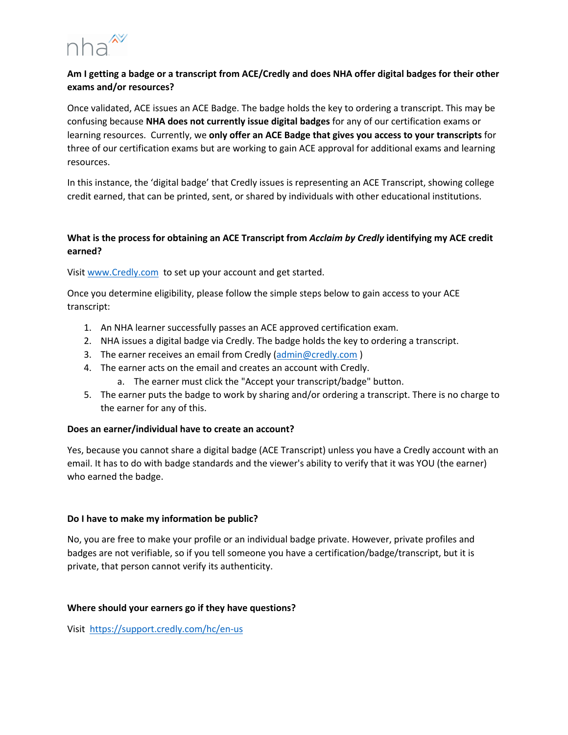**Am I getting a badge or a transcript from ACE/Credly and does NHA offer digital badges for their other exams and/or resources?**

Once validated, ACE issues an ACE Badge. The badge holds the key to ordering a transcript. This may be confusing because **NHA does not currently issue digital badges** for any of our certification exams or learning resources. Currently, we **only offer an ACE Badge that gives you access to your transcripts** for three of our certification exams but are working to gain ACE approval for additional exams and learning resources.

In this instance, the 'digital badge' that Credly issues is representing an ACE Transcript, showing college credit earned, that can be printed, sent, or shared by individuals with other educational institutions.

**What is the process for obtaining an ACE Transcript from *Acclaim by Credly* identifying my ACE credit earned?**

Visit [www.Credly.com](www.Credly.com) to set up your account and get started.

Once you determine eligibility, please follow the simple steps below to gain access to your ACE transcript:

1. An NHA learner successfully passes an ACE approved certification exam.
2. NHA issues a digital badge via Credly. The badge holds the key to ordering a transcript.
3. The earner receives an email from Credly ([admin@credly.com](mailto:admin@credly.com) )
4. The earner acts on the email and creates an account with Credly.
   a. The earner must click the "Accept your transcript/badge" button.
5. The earner puts the badge to work by sharing and/or ordering a transcript. There is no charge to the earner for any of this.

**Does an earner/individual have to create an account?**

Yes, because you cannot share a digital badge (ACE Transcript) unless you have a Credly account with an email. It has to do with badge standards and the viewer's ability to verify that it was YOU (the earner) who earned the badge.

**Do I have to make my information be public?**

No, you are free to make your profile or an individual badge private. However, private profiles and badges are not verifiable, so if you tell someone you have a certification/badge/transcript, but it is private, that person cannot verify its authenticity.

**Where should your earners go if they have questions?**

Visit [https://support.credly.com/hc/en-us](https://support.credly.com/hc/en-us)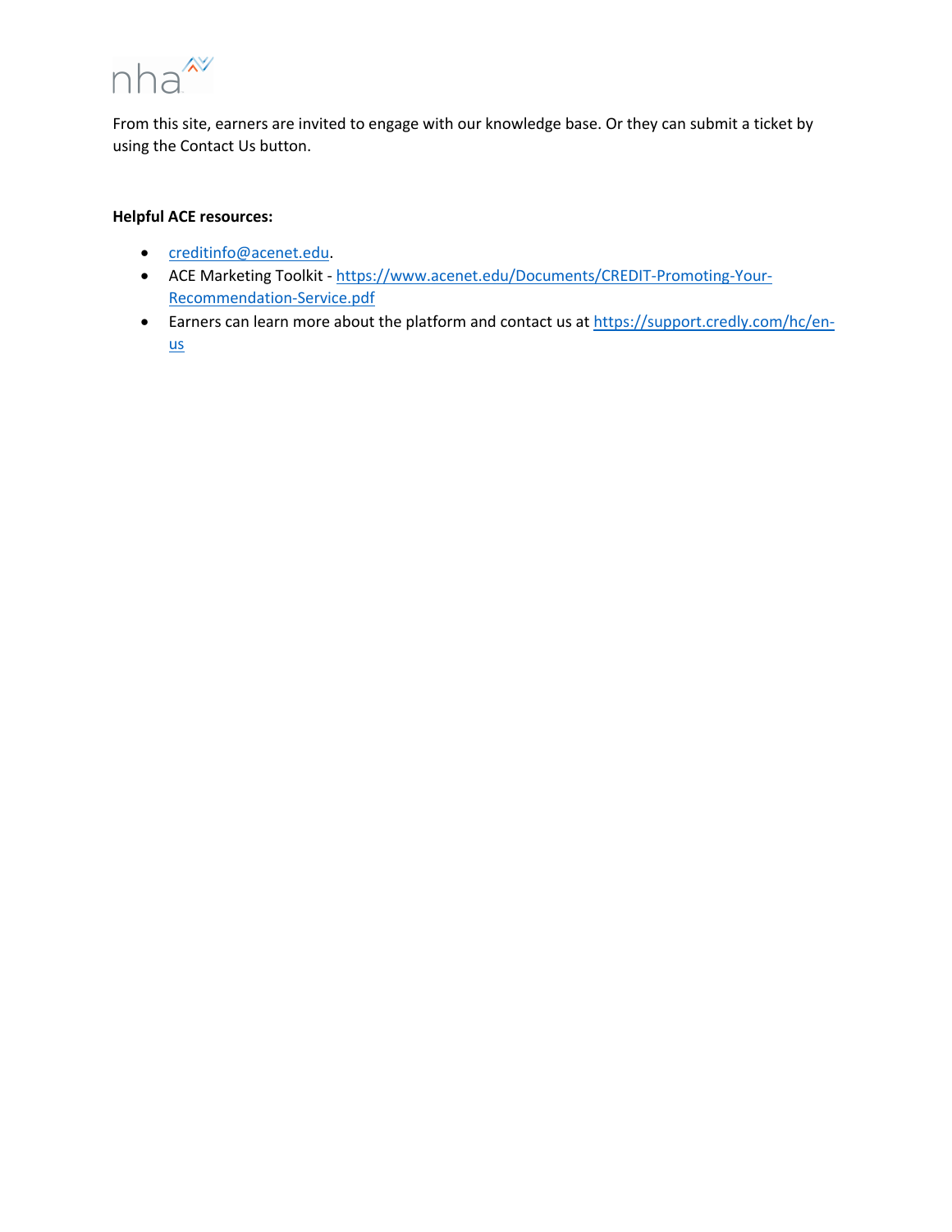From this site, earners are invited to engage with our knowledge base. Or they can submit a ticket by using the Contact Us button.

**Helpful ACE resources:**

- creditinfo@acenet.edu.
- ACE Marketing Toolkit - https://www.acenet.edu/Documents/CREDIT-Promoting-Your-Recommendation-Service.pdf
- Earners can learn more about the platform and contact us at https://support.credly.com/hc/en-us